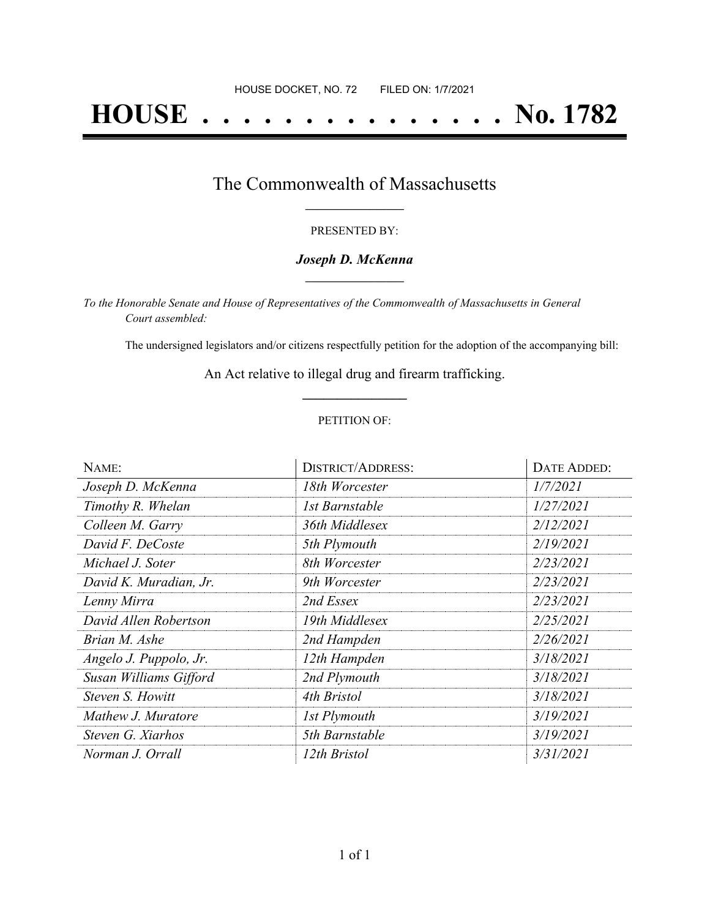HOUSE DOCKET, NO. 72        FILED ON: 1/7/2021

# HOUSE . . . . . . . . . . . . . . . No. 1782

## The Commonwealth of Massachusetts

PRESENTED BY:

***Joseph D. McKenna***

*To the Honorable Senate and House of Representatives of the Commonwealth of Massachusetts in General Court assembled:*

The undersigned legislators and/or citizens respectfully petition for the adoption of the accompanying bill:

An Act relative to illegal drug and firearm trafficking.

PETITION OF:

| NAME: | DISTRICT/ADDRESS: | DATE ADDED: |
|---|---|---|
| *Joseph D. McKenna* | *18th Worcester* | *1/7/2021* |
| *Timothy R. Whelan* | *1st Barnstable* | *1/27/2021* |
| *Colleen M. Garry* | *36th Middlesex* | *2/12/2021* |
| *David F. DeCoste* | *5th Plymouth* | *2/19/2021* |
| *Michael J. Soter* | *8th Worcester* | *2/23/2021* |
| *David K. Muradian, Jr.* | *9th Worcester* | *2/23/2021* |
| *Lenny Mirra* | *2nd Essex* | *2/23/2021* |
| *David Allen Robertson* | *19th Middlesex* | *2/25/2021* |
| *Brian M. Ashe* | *2nd Hampden* | *2/26/2021* |
| *Angelo J. Puppolo, Jr.* | *12th Hampden* | *3/18/2021* |
| *Susan Williams Gifford* | *2nd Plymouth* | *3/18/2021* |
| *Steven S. Howitt* | *4th Bristol* | *3/18/2021* |
| *Mathew J. Muratore* | *1st Plymouth* | *3/19/2021* |
| *Steven G. Xiarhos* | *5th Barnstable* | *3/19/2021* |
| *Norman J. Orrall* | *12th Bristol* | *3/31/2021* |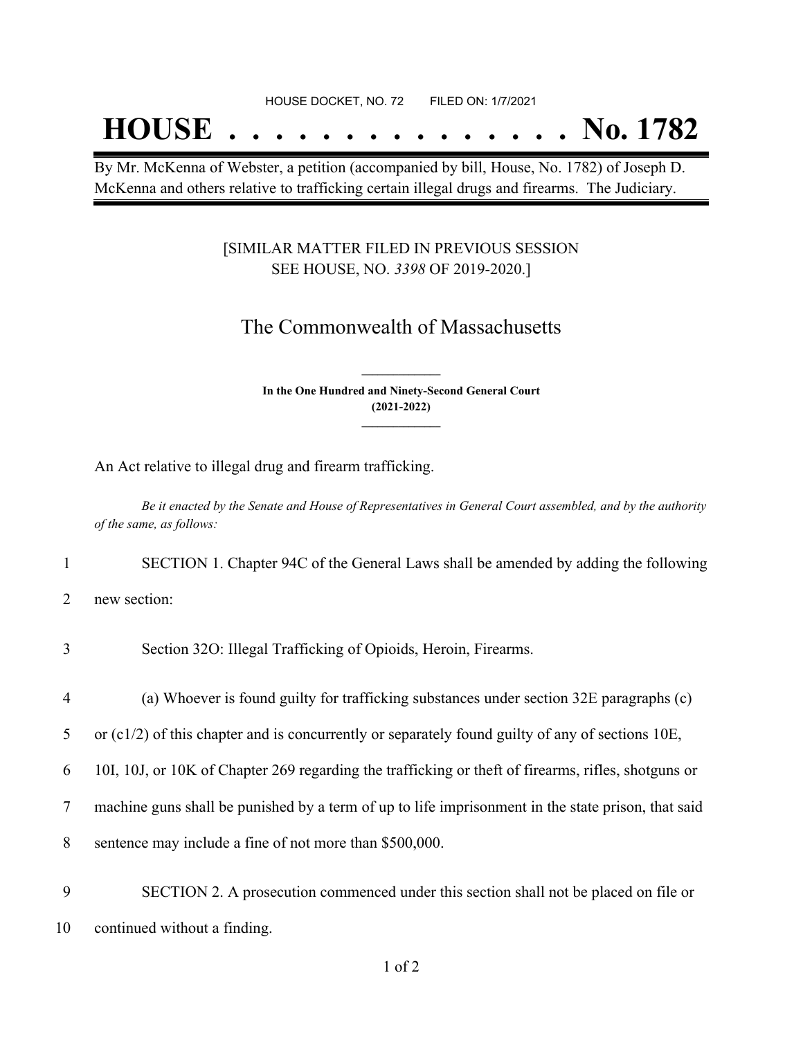HOUSE DOCKET, NO. 72 FILED ON: 1/7/2021

# HOUSE . . . . . . . . . . . . . . . No. 1782

By Mr. McKenna of Webster, a petition (accompanied by bill, House, No. 1782) of Joseph D. McKenna and others relative to trafficking certain illegal drugs and firearms. The Judiciary.

[SIMILAR MATTER FILED IN PREVIOUS SESSION SEE HOUSE, NO. *3398* OF 2019-2020.]

## The Commonwealth of Massachusetts

**In the One Hundred and Ninety-Second General Court (2021-2022)**

An Act relative to illegal drug and firearm trafficking.

*Be it enacted by the Senate and House of Representatives in General Court assembled, and by the authority of the same, as follows:*

1 SECTION 1. Chapter 94C of the General Laws shall be amended by adding the following
2 new section:

3 Section 32O: Illegal Trafficking of Opioids, Heroin, Firearms.

4 (a) Whoever is found guilty for trafficking substances under section 32E paragraphs (c)
5 or (c1/2) of this chapter and is concurrently or separately found guilty of any of sections 10E,
6 10I, 10J, or 10K of Chapter 269 regarding the trafficking or theft of firearms, rifles, shotguns or
7 machine guns shall be punished by a term of up to life imprisonment in the state prison, that said
8 sentence may include a fine of not more than $500,000.

9 SECTION 2. A prosecution commenced under this section shall not be placed on file or
10 continued without a finding.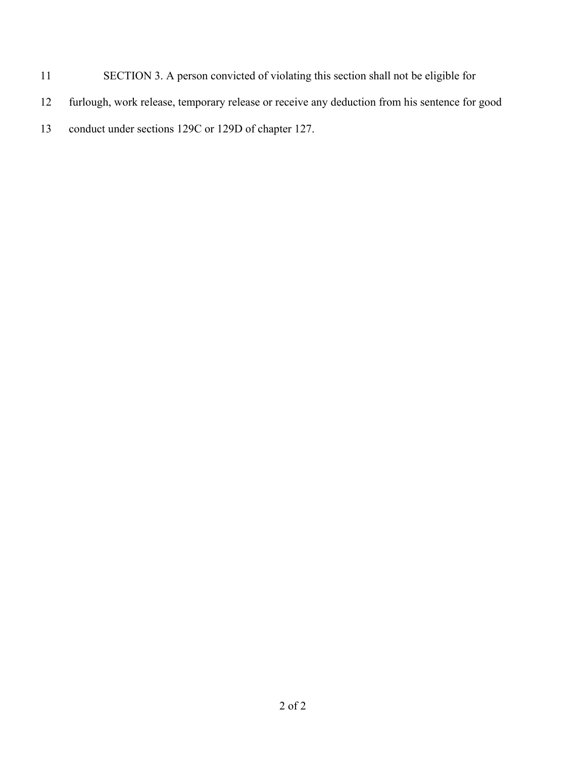SECTION 3. A person convicted of violating this section shall not be eligible for furlough, work release, temporary release or receive any deduction from his sentence for good conduct under sections 129C or 129D of chapter 127.